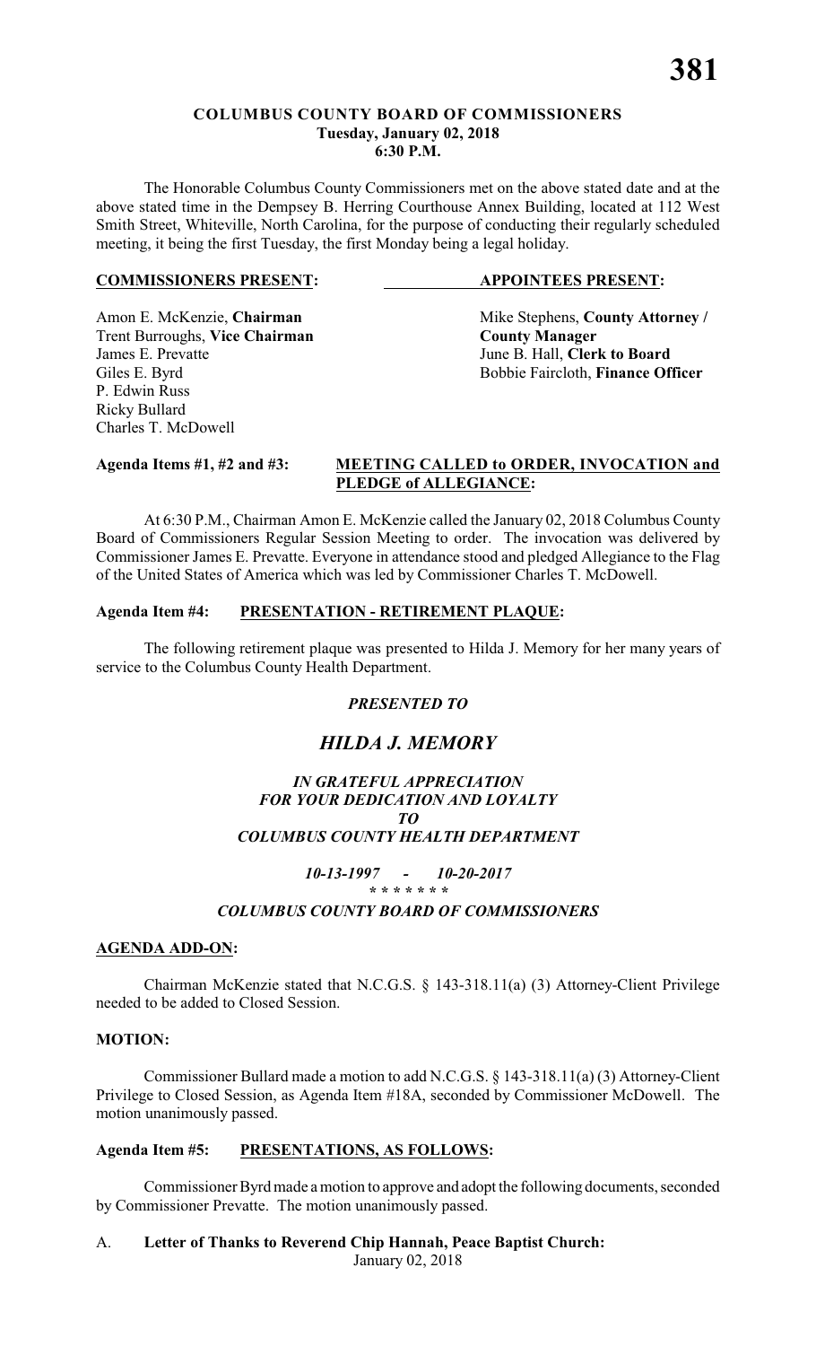# COLUMBUS COUNTY BOARD OF COMMISSIONERS
**Tuesday, January 02, 2018**
**6:30 P.M.**

The Honorable Columbus County Commissioners met on the above stated date and at the above stated time in the Dempsey B. Herring Courthouse Annex Building, located at 112 West Smith Street, Whiteville, North Carolina, for the purpose of conducting their regularly scheduled meeting, it being the first Tuesday, the first Monday being a legal holiday.

| **COMMISSIONERS PRESENT:** | **APPOINTEES PRESENT:** |
|---|---|
| Amon E. McKenzie, **Chairman** | Mike Stephens, **County Attorney / County Manager** |
| Trent Burroughs, **Vice Chairman** | June B. Hall, **Clerk to Board** |
| James E. Prevatte | Bobbie Faircloth, **Finance Officer** |
| Giles E. Byrd | |
| P. Edwin Russ | |
| Ricky Bullard | |
| Charles T. McDowell | |

**Agenda Items #1, #2 and #3: MEETING CALLED to ORDER, INVOCATION and PLEDGE of ALLEGIANCE:**

At 6:30 P.M., Chairman Amon E. McKenzie called the January 02, 2018 Columbus County Board of Commissioners Regular Session Meeting to order. The invocation was delivered by Commissioner James E. Prevatte. Everyone in attendance stood and pledged Allegiance to the Flag of the United States of America which was led by Commissioner Charles T. McDowell.

**Agenda Item #4: PRESENTATION - RETIREMENT PLAQUE:**

The following retirement plaque was presented to Hilda J. Memory for her many years of service to the Columbus County Health Department.

***PRESENTED TO***

## *HILDA J. MEMORY*

***IN GRATEFUL APPRECIATION***
***FOR YOUR DEDICATION AND LOYALTY***
***TO***
***COLUMBUS COUNTY HEALTH DEPARTMENT***

***10-13-1997 - 10-20-2017***
*** * * * * * ***
***COLUMBUS COUNTY BOARD OF COMMISSIONERS***

**AGENDA ADD-ON:**

Chairman McKenzie stated that N.C.G.S. § 143-318.11(a) (3) Attorney-Client Privilege needed to be added to Closed Session.

**MOTION:**

Commissioner Bullard made a motion to add N.C.G.S. § 143-318.11(a) (3) Attorney-Client Privilege to Closed Session, as Agenda Item #18A, seconded by Commissioner McDowell. The motion unanimously passed.

**Agenda Item #5: PRESENTATIONS, AS FOLLOWS:**

Commissioner Byrd made a motion to approve and adopt the following documents, seconded by Commissioner Prevatte. The motion unanimously passed.

A. **Letter of Thanks to Reverend Chip Hannah, Peace Baptist Church:**
January 02, 2018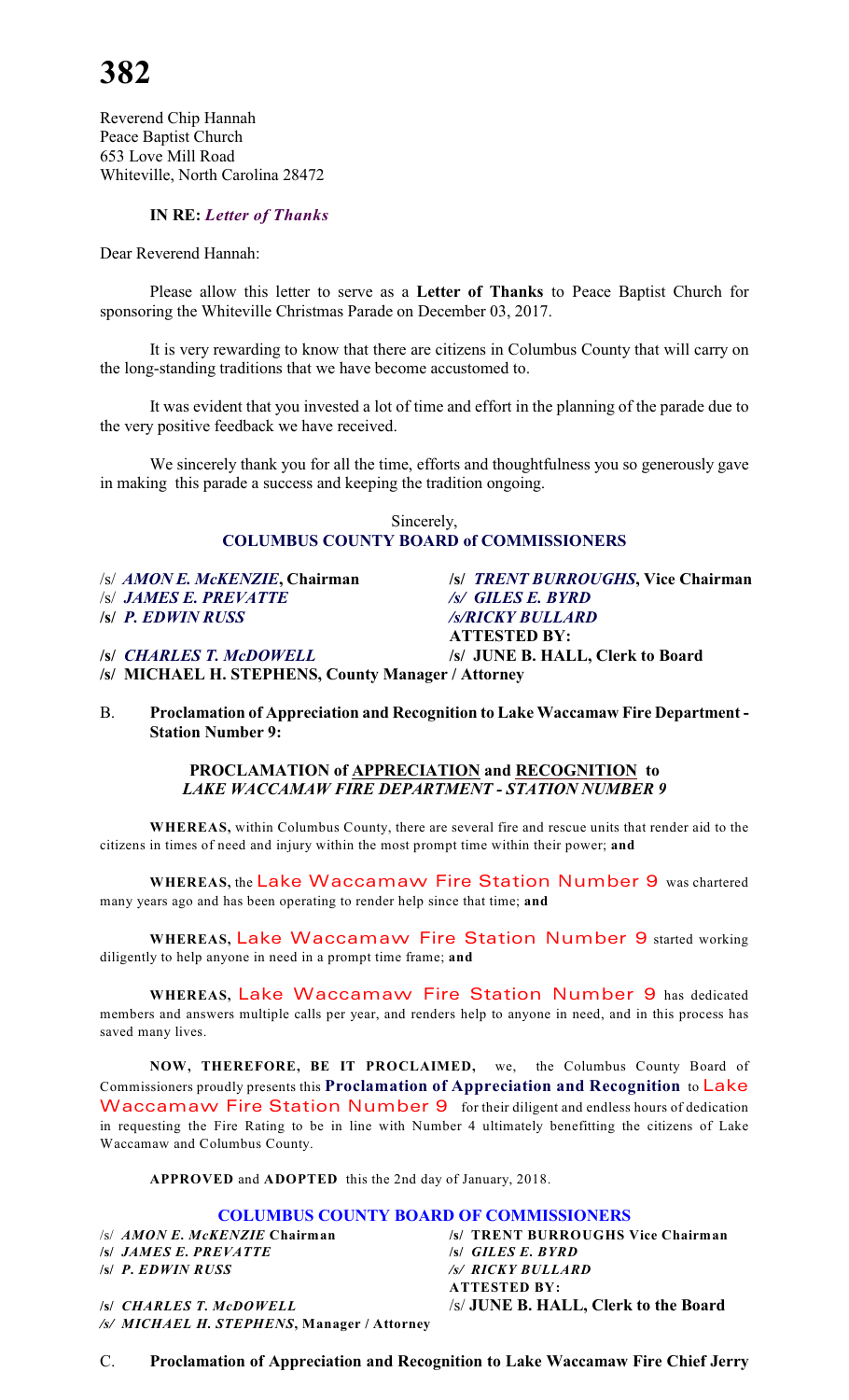Reverend Chip Hannah
Peace Baptist Church
653 Love Mill Road
Whiteville, North Carolina 28472

**IN RE:** ***Letter of Thanks***

Dear Reverend Hannah:

Please allow this letter to serve as a **Letter of Thanks** to Peace Baptist Church for sponsoring the Whiteville Christmas Parade on December 03, 2017.

It is very rewarding to know that there are citizens in Columbus County that will carry on the long-standing traditions that we have become accustomed to.

It was evident that you invested a lot of time and effort in the planning of the parade due to the very positive feedback we have received.

We sincerely thank you for all the time, efforts and thoughtfulness you so generously gave in making this parade a success and keeping the tradition ongoing.

Sincerely,
**COLUMBUS COUNTY BOARD of COMMISSIONERS**

/s/ ***AMON E. McKENZIE*, Chairman**
**/s/ *TRENT BURROUGHS*, Vice Chairman**
/s/ ***JAMES E. PREVATTE***
***/s/ GILES E. BYRD***
**/s/ *P. EDWIN RUSS***
***/s/RICKY BULLARD***
**/s/ *CHARLES T. McDOWELL***
**ATTESTED BY:**
**/s/ JUNE B. HALL, Clerk to Board**
**/s/ MICHAEL H. STEPHENS, County Manager / Attorney**

B. **Proclamation of Appreciation and Recognition to Lake Waccamaw Fire Department - Station Number 9:**

**PROCLAMATION of APPRECIATION and RECOGNITION to**
***LAKE WACCAMAW FIRE DEPARTMENT - STATION NUMBER 9***

**WHEREAS,** within Columbus County, there are several fire and rescue units that render aid to the citizens in times of need and injury within the most prompt time within their power; **and**

**WHEREAS,** the Lake Waccamaw Fire Station Number 9 was chartered many years ago and has been operating to render help since that time; **and**

**WHEREAS,** Lake Waccamaw Fire Station Number 9 started working diligently to help anyone in need in a prompt time frame; **and**

**WHEREAS,** Lake Waccamaw Fire Station Number 9 has dedicated members and answers multiple calls per year, and renders help to anyone in need, and in this process has saved many lives.

**NOW, THEREFORE, BE IT PROCLAIMED,** we, the Columbus County Board of Commissioners proudly presents this **Proclamation of Appreciation and Recognition** to Lake Waccamaw Fire Station Number 9 for their diligent and endless hours of dedication in requesting the Fire Rating to be in line with Number 4 ultimately benefitting the citizens of Lake Waccamaw and Columbus County.

**APPROVED** and **ADOPTED** this the 2nd day of January, 2018.

**COLUMBUS COUNTY BOARD OF COMMISSIONERS**

/s/ ***AMON E. McKENZIE* Chairman**
**/s/ TRENT BURROUGHS Vice Chairman**
**/s/ *JAMES E. PREVATTE***
**/s/ *GILES E. BYRD***
**/s/ *P. EDWIN RUSS***
***/s/ RICKY BULLARD***
**/s/ *CHARLES T. McDOWELL***
**ATTESTED BY:**
/s/ **JUNE B. HALL, Clerk to the Board**
***/s/ MICHAEL H. STEPHENS*, Manager / Attorney**

C. **Proclamation of Appreciation and Recognition to Lake Waccamaw Fire Chief Jerry**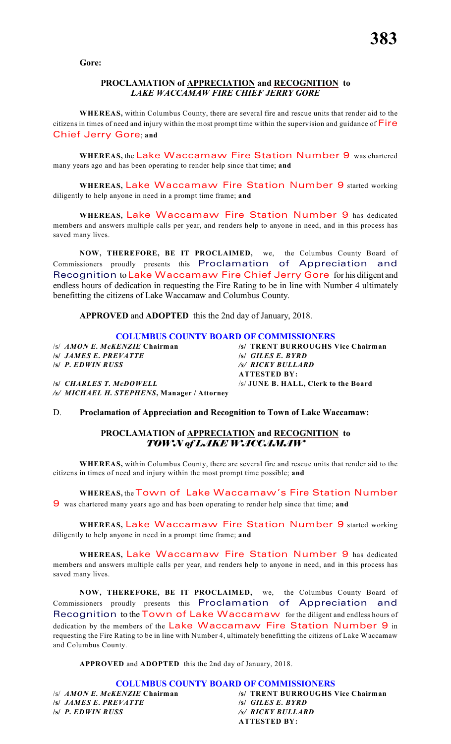**Gore:**

**PROCLAMATION of APPRECIATION and RECOGNITION to**
***LAKE WACCAMAW FIRE CHIEF JERRY GORE***

**WHEREAS,** within Columbus County, there are several fire and rescue units that render aid to the citizens in times of need and injury within the most prompt time within the supervision and guidance of Fire Chief Jerry Gore; **and**

**WHEREAS,** the Lake Waccamaw Fire Station Number 9 was chartered many years ago and has been operating to render help since that time; **and**

**WHEREAS,** Lake Waccamaw Fire Station Number 9 started working diligently to help anyone in need in a prompt time frame; **and**

**WHEREAS,** Lake Waccamaw Fire Station Number 9 has dedicated members and answers multiple calls per year, and renders help to anyone in need, and in this process has saved many lives.

**NOW, THEREFORE, BE IT PROCLAIMED,** we, the Columbus County Board of Commissioners proudly presents this Proclamation of Appreciation and Recognition to Lake Waccamaw Fire Chief Jerry Gore for his diligent and endless hours of dedication in requesting the Fire Rating to be in line with Number 4 ultimately benefitting the citizens of Lake Waccamaw and Columbus County.

**APPROVED** and **ADOPTED** this the 2nd day of January, 2018.

**COLUMBUS COUNTY BOARD OF COMMISSIONERS**

| | |
|---|---|
| /s/ ***AMON E. McKENZIE* Chairman** | **/s/ TRENT BURROUGHS Vice Chairman** |
| **/s/ *JAMES E. PREVATTE*** | **/s/ *GILES E. BYRD*** |
| **/s/ *P. EDWIN RUSS*** | ***/s/ RICKY BULLARD*** |
| | **ATTESTED BY:** |
| **/s/ *CHARLES T. McDOWELL*** | /s/ **JUNE B. HALL, Clerk to the Board** |
| ***/s/ MICHAEL H. STEPHENS*, Manager / Attorney** | |

D. **Proclamation of Appreciation and Recognition to Town of Lake Waccamaw:**

**PROCLAMATION of APPRECIATION and RECOGNITION to**
***TOWN of LAKE WACCAMAW***

**WHEREAS,** within Columbus County, there are several fire and rescue units that render aid to the citizens in times of need and injury within the most prompt time possible; **and**

**WHEREAS,** the Town of Lake Waccamaw's Fire Station Number 9 was chartered many years ago and has been operating to render help since that time; **and**

**WHEREAS,** Lake Waccamaw Fire Station Number 9 started working diligently to help anyone in need in a prompt time frame; **and**

**WHEREAS,** Lake Waccamaw Fire Station Number 9 has dedicated members and answers multiple calls per year, and renders help to anyone in need, and in this process has saved many lives.

**NOW, THEREFORE, BE IT PROCLAIMED,** we, the Columbus County Board of Commissioners proudly presents this Proclamation of Appreciation and Recognition to the Town of Lake Waccamaw for the diligent and endless hours of dedication by the members of the Lake Waccamaw Fire Station Number 9 in requesting the Fire Rating to be in line with Number 4, ultimately benefitting the citizens of Lake Waccamaw and Columbus County.

**APPROVED** and **ADOPTED** this the 2nd day of January, 2018.

**COLUMBUS COUNTY BOARD OF COMMISSIONERS**

| | |
|---|---|
| /s/ ***AMON E. McKENZIE* Chairman** | **/s/ TRENT BURROUGHS Vice Chairman** |
| **/s/ *JAMES E. PREVATTE*** | **/s/ *GILES E. BYRD*** |
| **/s/ *P. EDWIN RUSS*** | ***/s/ RICKY BULLARD*** |
| | **ATTESTED BY:** |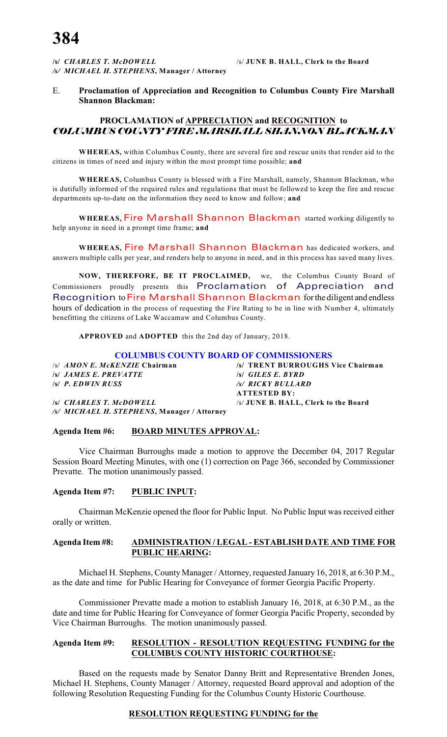**/s/ *CHARLES T. McDOWELL*** /s/ **JUNE B. HALL, Clerk to the Board**
*/s/ MICHAEL H. STEPHENS*, **Manager / Attorney**

E. **Proclamation of Appreciation and Recognition to Columbus County Fire Marshall Shannon Blackman:**

## PROCLAMATION of APPRECIATION and RECOGNITION to *COLUMBUS COUNTY FIRE MARSHALL SHANNON BLACKMAN*

**WHEREAS,** within Columbus County, there are several fire and rescue units that render aid to the citizens in times of need and injury within the most prompt time possible; **and**

**WHEREAS,** Columbus County is blessed with a Fire Marshall, namely, Shannon Blackman, who is dutifully informed of the required rules and regulations that must be followed to keep the fire and rescue departments up-to-date on the information they need to know and follow; **and**

**WHEREAS,** Fire Marshall Shannon Blackman started working diligently to help anyone in need in a prompt time frame; **and**

**WHEREAS,** Fire Marshall Shannon Blackman has dedicated workers, and answers multiple calls per year, and renders help to anyone in need, and in this process has saved many lives.

**NOW, THEREFORE, BE IT PROCLAIMED,** we, the Columbus County Board of Commissioners proudly presents this Proclamation of Appreciation and Recognition to Fire Marshall Shannon Blackman for the diligent and endless hours of dedication in the process of requesting the Fire Rating to be in line with Number 4, ultimately benefitting the citizens of Lake Waccamaw and Columbus County.

**APPROVED** and **ADOPTED** this the 2nd day of January, 2018.

**COLUMBUS COUNTY BOARD OF COMMISSIONERS**

/s/ ***AMON E. McKENZIE* Chairman** — **/s/ TRENT BURROUGHS Vice Chairman**
**/s/ *JAMES E. PREVATTE*** — **/s/ *GILES E. BYRD***
**/s/ *P. EDWIN RUSS*** — ***/s/ RICKY BULLARD***
**ATTESTED BY:**
**/s/ *CHARLES T. McDOWELL*** — /s/ **JUNE B. HALL, Clerk to the Board**
*/s/ MICHAEL H. STEPHENS*, **Manager / Attorney**

**Agenda Item #6: BOARD MINUTES APPROVAL:**

Vice Chairman Burroughs made a motion to approve the December 04, 2017 Regular Session Board Meeting Minutes, with one (1) correction on Page 366, seconded by Commissioner Prevatte. The motion unanimously passed.

**Agenda Item #7: PUBLIC INPUT:**

Chairman McKenzie opened the floor for Public Input. No Public Input was received either orally or written.

**Agenda Item #8: ADMINISTRATION / LEGAL - ESTABLISH DATE AND TIME FOR PUBLIC HEARING:**

Michael H. Stephens, County Manager / Attorney, requested January 16, 2018, at 6:30 P.M., as the date and time for Public Hearing for Conveyance of former Georgia Pacific Property.

Commissioner Prevatte made a motion to establish January 16, 2018, at 6:30 P.M., as the date and time for Public Hearing for Conveyance of former Georgia Pacific Property, seconded by Vice Chairman Burroughs. The motion unanimously passed.

**Agenda Item #9: RESOLUTION - RESOLUTION REQUESTING FUNDING for the COLUMBUS COUNTY HISTORIC COURTHOUSE:**

Based on the requests made by Senator Danny Britt and Representative Brenden Jones, Michael H. Stephens, County Manager / Attorney, requested Board approval and adoption of the following Resolution Requesting Funding for the Columbus County Historic Courthouse.

**RESOLUTION REQUESTING FUNDING for the**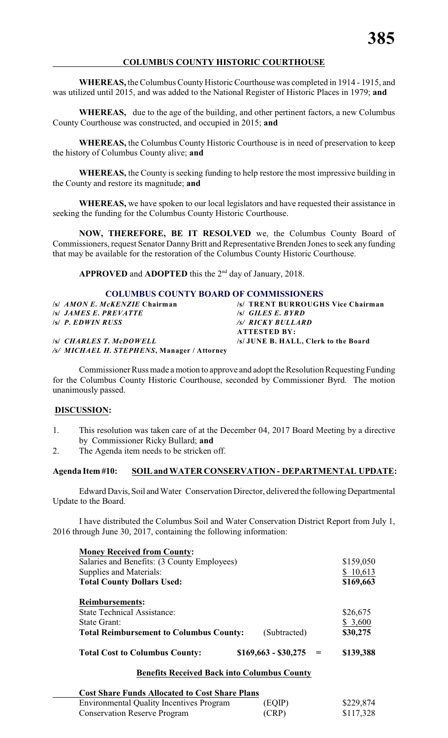## COLUMBUS COUNTY HISTORIC COURTHOUSE

**WHEREAS,** the Columbus County Historic Courthouse was completed in 1914 - 1915, and was utilized until 2015, and was added to the National Register of Historic Places in 1979; **and**

**WHEREAS,** due to the age of the building, and other pertinent factors, a new Columbus County Courthouse was constructed, and occupied in 2015; **and**

**WHEREAS,** the Columbus County Historic Courthouse is in need of preservation to keep the history of Columbus County alive; **and**

**WHEREAS,** the County is seeking funding to help restore the most impressive building in the County and restore its magnitude; **and**

**WHEREAS,** we have spoken to our local legislators and have requested their assistance in seeking the funding for the Columbus County Historic Courthouse.

**NOW, THEREFORE, BE IT RESOLVED** we, the Columbus County Board of Commissioners, request Senator Danny Britt and Representative Brenden Jones to seek any funding that may be available for the restoration of the Columbus County Historic Courthouse.

**APPROVED** and **ADOPTED** this the 2nd day of January, 2018.

### COLUMBUS COUNTY BOARD OF COMMISSIONERS

| | |
|---|---|
| /s/ ***AMON E. McKENZIE* Chairman** | **/s/ TRENT BURROUGHS Vice Chairman** |
| /s/ ***JAMES E. PREVATTE*** | /s/ ***GILES E. BYRD*** |
| /s/ ***P. EDWIN RUSS*** | ***/s/ RICKY BULLARD*** |
| | **ATTESTED BY:** |
| /s/ ***CHARLES T. McDOWELL*** | **/s/ JUNE B. HALL, Clerk to the Board** |
| ***/s/ MICHAEL H. STEPHENS*, Manager / Attorney** | |

Commissioner Russ made a motion to approve and adopt the Resolution Requesting Funding for the Columbus County Historic Courthouse, seconded by Commissioner Byrd. The motion unanimously passed.

**DISCUSSION:**

1. This resolution was taken care of at the December 04, 2017 Board Meeting by a directive by Commissioner Ricky Bullard; **and**
2. The Agenda item needs to be stricken off.

**Agenda Item #10: SOIL and WATER CONSERVATION - DEPARTMENTAL UPDATE:**

Edward Davis, Soil and Water Conservation Director, delivered the following Departmental Update to the Board.

I have distributed the Columbus Soil and Water Conservation District Report from July 1, 2016 through June 30, 2017, containing the following information:

| | | |
|---|---|---|
| **Money Received from County:** | | |
| Salaries and Benefits: (3 County Employees) | | $159,050 |
| Supplies and Materials: | | $ 10,613 |
| **Total County Dollars Used:** | | **$169,663** |
| | | |
| **Reimbursements:** | | |
| State Technical Assistance: | | $26,675 |
| State Grant: | | $ 3,600 |
| **Total Reimbursement to Columbus County:** | (Subtracted) | **$30,275** |
| | | |
| **Total Cost to Columbus County:** | **$169,663 - $30,275 =** | **$139,388** |

**Benefits Received Back into Columbus County**

| **Cost Share Funds Allocated to Cost Share Plans** | | |
|---|---|---|
| Environmental Quality Incentives Program | (EQIP) | $229,874 |
| Conservation Reserve Program | (CRP) | $117,328 |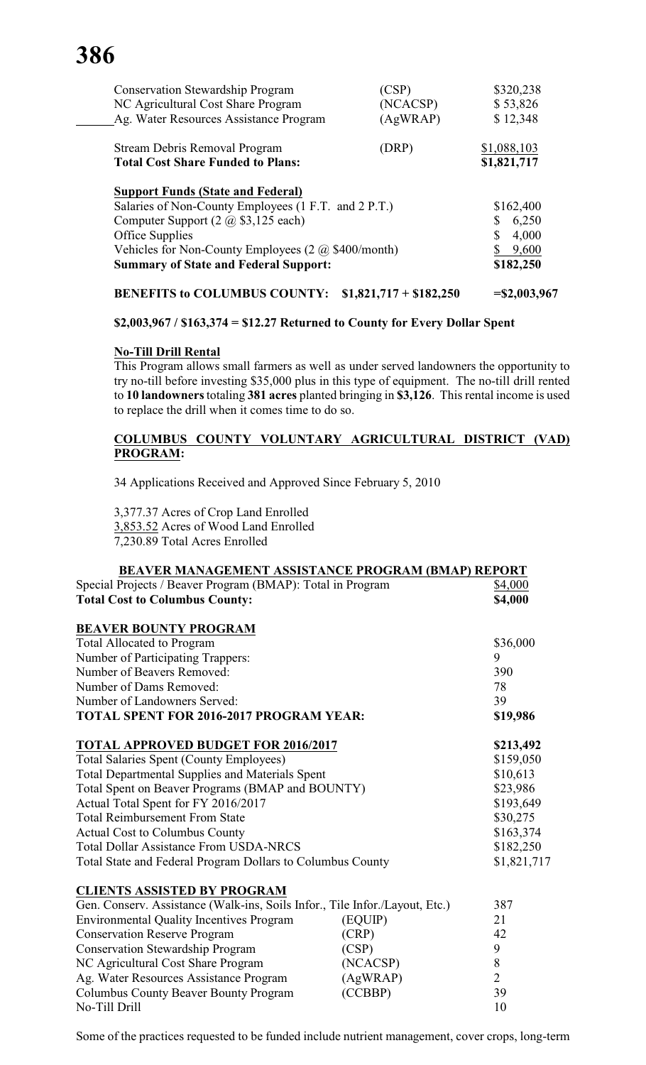| | | |
|---|---|---|
| Conservation Stewardship Program | (CSP) | \$320,238 |
| NC Agricultural Cost Share Program | (NCACSP) | \$ 53,826 |
| Ag. Water Resources Assistance Program | (AgWRAP) | \$ 12,348 |
| Stream Debris Removal Program | (DRP) | \$1,088,103 |
| **Total Cost Share Funded to Plans:** | | **\$1,821,717** |

**Support Funds (State and Federal)**

| | |
|---|---|
| Salaries of Non-County Employees (1 F.T. and 2 P.T.) | \$162,400 |
| Computer Support (2 @ \$3,125 each) | \$ 6,250 |
| Office Supplies | \$ 4,000 |
| Vehicles for Non-County Employees (2 @ \$400/month) | \$ 9,600 |
| **Summary of State and Federal Support:** | **\$182,250** |

**BENEFITS to COLUMBUS COUNTY: \$1,821,717 + \$182,250 =\$2,003,967**

**\$2,003,967 / \$163,374 = \$12.27 Returned to County for Every Dollar Spent**

**No-Till Drill Rental**

This Program allows small farmers as well as under served landowners the opportunity to try no-till before investing \$35,000 plus in this type of equipment. The no-till drill rented to **10 landowners** totaling **381 acres** planted bringing in **\$3,126**. This rental income is used to replace the drill when it comes time to do so.

**COLUMBUS COUNTY VOLUNTARY AGRICULTURAL DISTRICT (VAD) PROGRAM:**

34 Applications Received and Approved Since February 5, 2010

3,377.37 Acres of Crop Land Enrolled
3,853.52 Acres of Wood Land Enrolled
7,230.89 Total Acres Enrolled

**BEAVER MANAGEMENT ASSISTANCE PROGRAM (BMAP) REPORT**

| | |
|---|---|
| Special Projects / Beaver Program (BMAP): Total in Program | \$4,000 |
| **Total Cost to Columbus County:** | **\$4,000** |

**BEAVER BOUNTY PROGRAM**

| | |
|---|---|
| Total Allocated to Program | \$36,000 |
| Number of Participating Trappers: | 9 |
| Number of Beavers Removed: | 390 |
| Number of Dams Removed: | 78 |
| Number of Landowners Served: | 39 |
| **TOTAL SPENT FOR 2016-2017 PROGRAM YEAR:** | **\$19,986** |

| | |
|---|---|
| **TOTAL APPROVED BUDGET FOR 2016/2017** | **\$213,492** |
| Total Salaries Spent (County Employees) | \$159,050 |
| Total Departmental Supplies and Materials Spent | \$10,613 |
| Total Spent on Beaver Programs (BMAP and BOUNTY) | \$23,986 |
| Actual Total Spent for FY 2016/2017 | \$193,649 |
| Total Reimbursement From State | \$30,275 |
| Actual Cost to Columbus County | \$163,374 |
| Total Dollar Assistance From USDA-NRCS | \$182,250 |
| Total State and Federal Program Dollars to Columbus County | \$1,821,717 |

**CLIENTS ASSISTED BY PROGRAM**

| | | |
|---|---|---|
| Gen. Conserv. Assistance (Walk-ins, Soils Infor., Tile Infor./Layout, Etc.) | | 387 |
| Environmental Quality Incentives Program | (EQUIP) | 21 |
| Conservation Reserve Program | (CRP) | 42 |
| Conservation Stewardship Program | (CSP) | 9 |
| NC Agricultural Cost Share Program | (NCACSP) | 8 |
| Ag. Water Resources Assistance Program | (AgWRAP) | 2 |
| Columbus County Beaver Bounty Program | (CCBBP) | 39 |
| No-Till Drill | | 10 |

Some of the practices requested to be funded include nutrient management, cover crops, long-term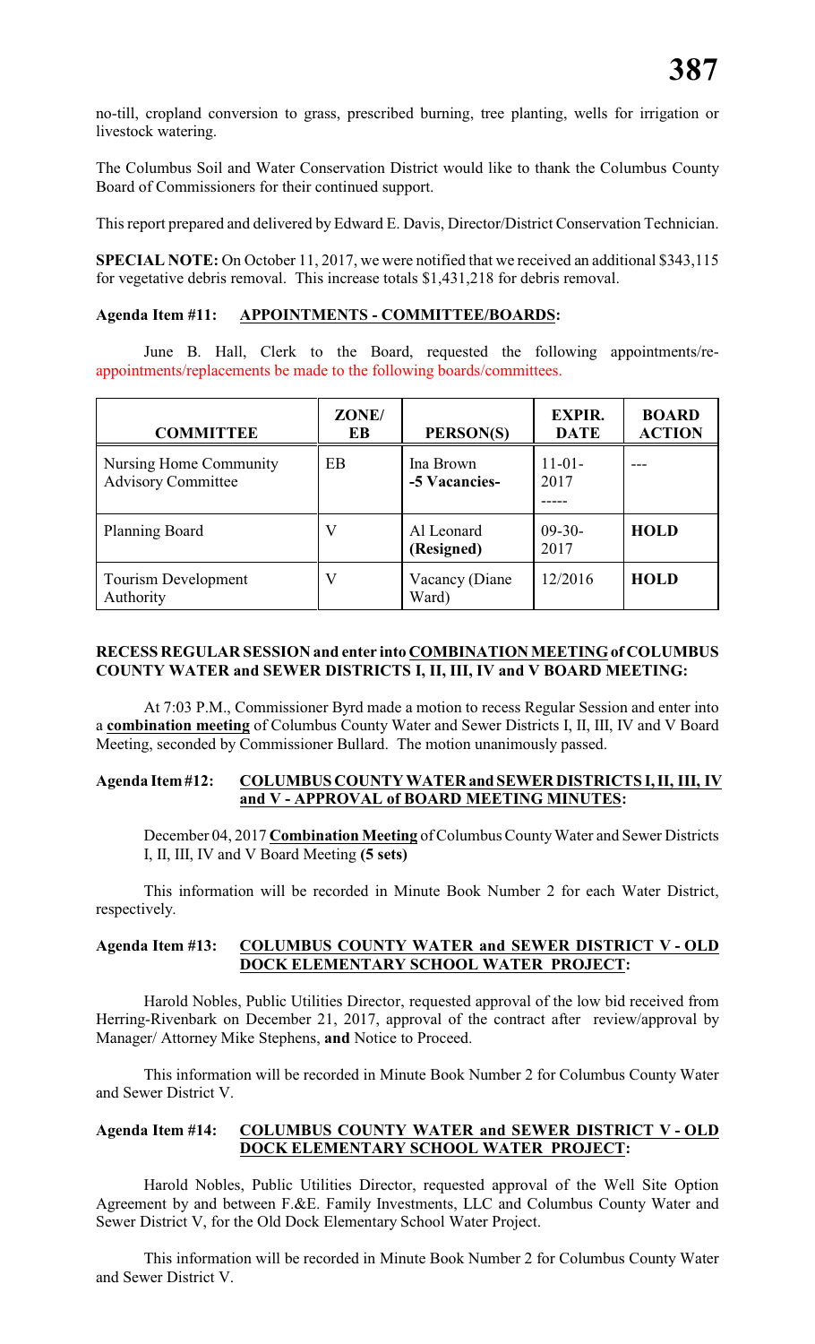no-till, cropland conversion to grass, prescribed burning, tree planting, wells for irrigation or livestock watering.

The Columbus Soil and Water Conservation District would like to thank the Columbus County Board of Commissioners for their continued support.

This report prepared and delivered by Edward E. Davis, Director/District Conservation Technician.

**SPECIAL NOTE:** On October 11, 2017, we were notified that we received an additional $343,115 for vegetative debris removal. This increase totals $1,431,218 for debris removal.

**Agenda Item #11: APPOINTMENTS - COMMITTEE/BOARDS:**

June B. Hall, Clerk to the Board, requested the following appointments/re-appointments/replacements be made to the following boards/committees.

| COMMITTEE | ZONE/ EB | PERSON(S) | EXPIR. DATE | BOARD ACTION |
|---|---|---|---|---|
| Nursing Home Community Advisory Committee | EB | Ina Brown **-5 Vacancies-** | 11-01-2017 ----- | --- |
| Planning Board | V | Al Leonard **(Resigned)** | 09-30-2017 | **HOLD** |
| Tourism Development Authority | V | Vacancy (Diane Ward) | 12/2016 | **HOLD** |

**RECESS REGULAR SESSION and enter into COMBINATION MEETING of COLUMBUS COUNTY WATER and SEWER DISTRICTS I, II, III, IV and V BOARD MEETING:**

At 7:03 P.M., Commissioner Byrd made a motion to recess Regular Session and enter into a **combination meeting** of Columbus County Water and Sewer Districts I, II, III, IV and V Board Meeting, seconded by Commissioner Bullard. The motion unanimously passed.

**Agenda Item #12: COLUMBUS COUNTY WATER and SEWER DISTRICTS I, II, III, IV and V - APPROVAL of BOARD MEETING MINUTES:**

December 04, 2017 **Combination Meeting** of Columbus County Water and Sewer Districts I, II, III, IV and V Board Meeting **(5 sets)**

This information will be recorded in Minute Book Number 2 for each Water District, respectively.

**Agenda Item #13: COLUMBUS COUNTY WATER and SEWER DISTRICT V - OLD DOCK ELEMENTARY SCHOOL WATER PROJECT:**

Harold Nobles, Public Utilities Director, requested approval of the low bid received from Herring-Rivenbark on December 21, 2017, approval of the contract after review/approval by Manager/ Attorney Mike Stephens, **and** Notice to Proceed.

This information will be recorded in Minute Book Number 2 for Columbus County Water and Sewer District V.

**Agenda Item #14: COLUMBUS COUNTY WATER and SEWER DISTRICT V - OLD DOCK ELEMENTARY SCHOOL WATER PROJECT:**

Harold Nobles, Public Utilities Director, requested approval of the Well Site Option Agreement by and between F.&E. Family Investments, LLC and Columbus County Water and Sewer District V, for the Old Dock Elementary School Water Project.

This information will be recorded in Minute Book Number 2 for Columbus County Water and Sewer District V.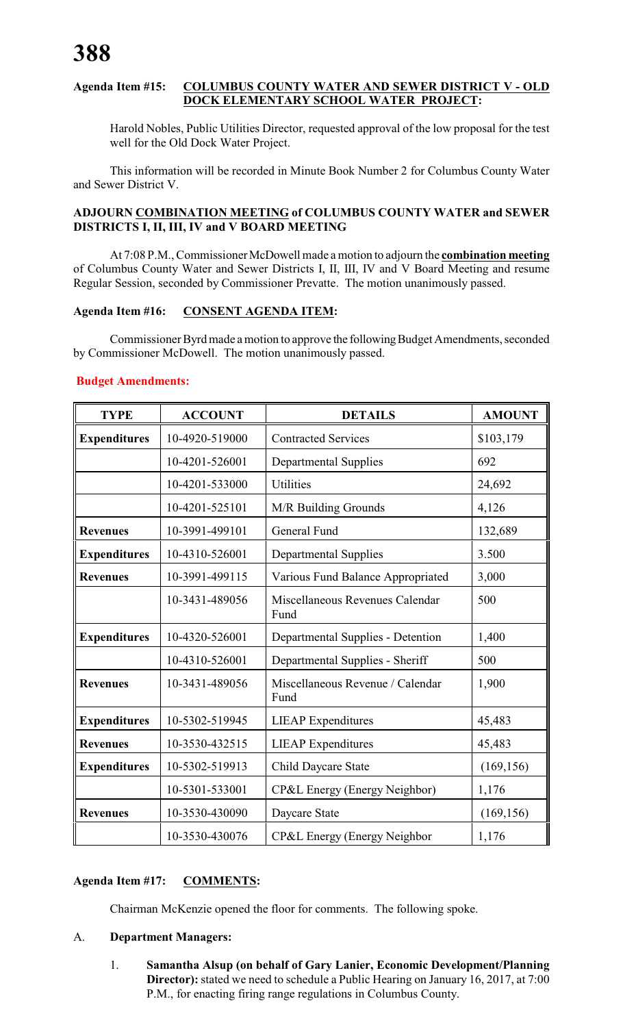**Agenda Item #15: COLUMBUS COUNTY WATER AND SEWER DISTRICT V - OLD DOCK ELEMENTARY SCHOOL WATER PROJECT:**

Harold Nobles, Public Utilities Director, requested approval of the low proposal for the test well for the Old Dock Water Project.

This information will be recorded in Minute Book Number 2 for Columbus County Water and Sewer District V.

**ADJOURN COMBINATION MEETING of COLUMBUS COUNTY WATER and SEWER DISTRICTS I, II, III, IV and V BOARD MEETING**

At 7:08 P.M., Commissioner McDowell made a motion to adjourn the **combination meeting** of Columbus County Water and Sewer Districts I, II, III, IV and V Board Meeting and resume Regular Session, seconded by Commissioner Prevatte. The motion unanimously passed.

**Agenda Item #16: CONSENT AGENDA ITEM:**

Commissioner Byrd made a motion to approve the following Budget Amendments, seconded by Commissioner McDowell. The motion unanimously passed.

**Budget Amendments:**

| TYPE | ACCOUNT | DETAILS | AMOUNT |
|---|---|---|---|
| **Expenditures** | 10-4920-519000 | Contracted Services | $103,179 |
| | 10-4201-526001 | Departmental Supplies | 692 |
| | 10-4201-533000 | Utilities | 24,692 |
| | 10-4201-525101 | M/R Building Grounds | 4,126 |
| **Revenues** | 10-3991-499101 | General Fund | 132,689 |
| **Expenditures** | 10-4310-526001 | Departmental Supplies | 3.500 |
| **Revenues** | 10-3991-499115 | Various Fund Balance Appropriated | 3,000 |
| | 10-3431-489056 | Miscellaneous Revenues Calendar Fund | 500 |
| **Expenditures** | 10-4320-526001 | Departmental Supplies - Detention | 1,400 |
| | 10-4310-526001 | Departmental Supplies - Sheriff | 500 |
| **Revenues** | 10-3431-489056 | Miscellaneous Revenue / Calendar Fund | 1,900 |
| **Expenditures** | 10-5302-519945 | LIEAP Expenditures | 45,483 |
| **Revenues** | 10-3530-432515 | LIEAP Expenditures | 45,483 |
| **Expenditures** | 10-5302-519913 | Child Daycare State | (169,156) |
| | 10-5301-533001 | CP&L Energy (Energy Neighbor) | 1,176 |
| **Revenues** | 10-3530-430090 | Daycare State | (169,156) |
| | 10-3530-430076 | CP&L Energy (Energy Neighbor | 1,176 |

**Agenda Item #17: COMMENTS:**

Chairman McKenzie opened the floor for comments. The following spoke.

A. **Department Managers:**

1. **Samantha Alsup (on behalf of Gary Lanier, Economic Development/Planning Director):** stated we need to schedule a Public Hearing on January 16, 2017, at 7:00 P.M., for enacting firing range regulations in Columbus County.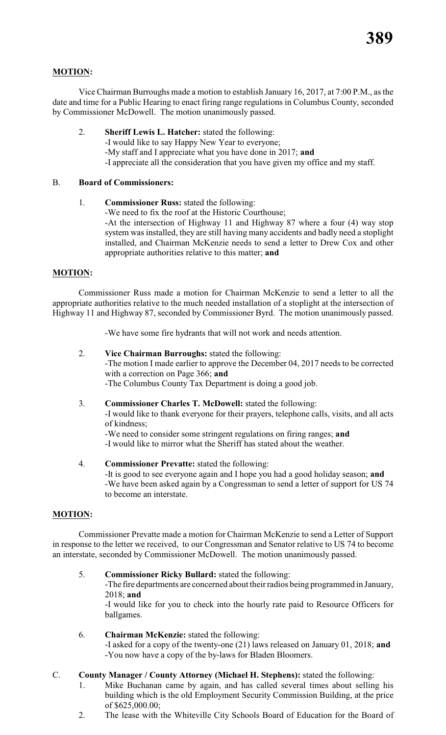**MOTION:**

Vice Chairman Burroughs made a motion to establish January 16, 2017, at 7:00 P.M., as the date and time for a Public Hearing to enact firing range regulations in Columbus County, seconded by Commissioner McDowell. The motion unanimously passed.

2. **Sheriff Lewis L. Hatcher:** stated the following:
   - I would like to say Happy New Year to everyone;
   - My staff and I appreciate what you have done in 2017; **and**
   - I appreciate all the consideration that you have given my office and my staff.

B. **Board of Commissioners:**

1. **Commissioner Russ:** stated the following:
   - We need to fix the roof at the Historic Courthouse;
   - At the intersection of Highway 11 and Highway 87 where a four (4) way stop system was installed, they are still having many accidents and badly need a stoplight installed, and Chairman McKenzie needs to send a letter to Drew Cox and other appropriate authorities relative to this matter; **and**

**MOTION:**

Commissioner Russ made a motion for Chairman McKenzie to send a letter to all the appropriate authorities relative to the much needed installation of a stoplight at the intersection of Highway 11 and Highway 87, seconded by Commissioner Byrd. The motion unanimously passed.

   - We have some fire hydrants that will not work and needs attention.

2. **Vice Chairman Burroughs:** stated the following:
   - The motion I made earlier to approve the December 04, 2017 needs to be corrected with a correction on Page 366; **and**
   - The Columbus County Tax Department is doing a good job.

3. **Commissioner Charles T. McDowell:** stated the following:
   - I would like to thank everyone for their prayers, telephone calls, visits, and all acts of kindness;
   - We need to consider some stringent regulations on firing ranges; **and**
   - I would like to mirror what the Sheriff has stated about the weather.

4. **Commissioner Prevatte:** stated the following:
   - It is good to see everyone again and I hope you had a good holiday season; **and**
   - We have been asked again by a Congressman to send a letter of support for US 74 to become an interstate.

**MOTION:**

Commissioner Prevatte made a motion for Chairman McKenzie to send a Letter of Support in response to the letter we received, to our Congressman and Senator relative to US 74 to become an interstate, seconded by Commissioner McDowell. The motion unanimously passed.

5. **Commissioner Ricky Bullard:** stated the following:
   - The fire departments are concerned about their radios being programmed in January, 2018; **and**
   - I would like for you to check into the hourly rate paid to Resource Officers for ballgames.

6. **Chairman McKenzie:** stated the following:
   - I asked for a copy of the twenty-one (21) laws released on January 01, 2018; **and**
   - You now have a copy of the by-laws for Bladen Bloomers.

C. **County Manager / County Attorney (Michael H. Stephens):** stated the following:

1. Mike Buchanan came by again, and has called several times about selling his building which is the old Employment Security Commission Building, at the price of $625,000.00;
2. The lease with the Whiteville City Schools Board of Education for the Board of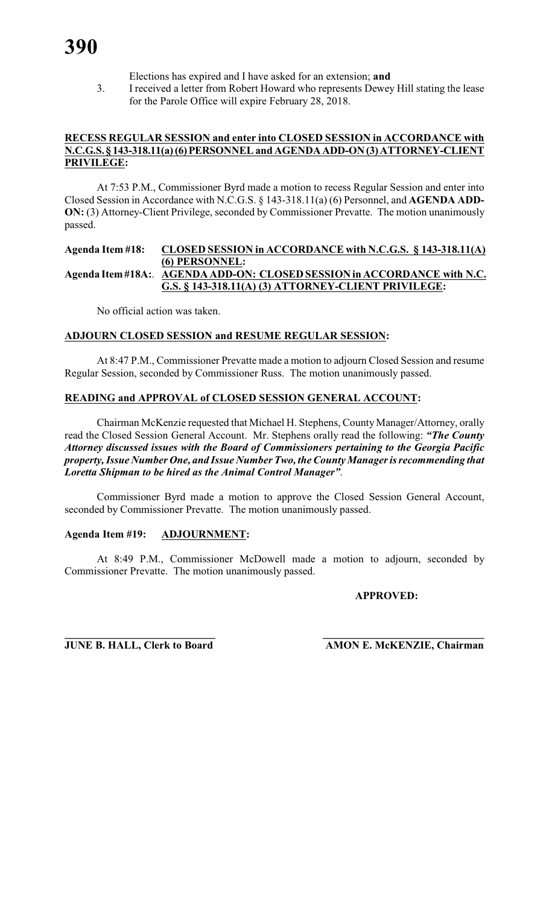Elections has expired and I have asked for an extension; **and**

3. I received a letter from Robert Howard who represents Dewey Hill stating the lease for the Parole Office will expire February 28, 2018.

**RECESS REGULAR SESSION and enter into CLOSED SESSION in ACCORDANCE with N.C.G.S. § 143-318.11(a) (6) PERSONNEL and AGENDA ADD-ON (3) ATTORNEY-CLIENT PRIVILEGE:**

At 7:53 P.M., Commissioner Byrd made a motion to recess Regular Session and enter into Closed Session in Accordance with N.C.G.S. § 143-318.11(a) (6) Personnel, and **AGENDA ADD-ON:** (3) Attorney-Client Privilege, seconded by Commissioner Prevatte. The motion unanimously passed.

**Agenda Item #18: CLOSED SESSION in ACCORDANCE with N.C.G.S. § 143-318.11(A) (6) PERSONNEL:**

**Agenda Item #18A: AGENDA ADD-ON: CLOSED SESSION in ACCORDANCE with N.C. G.S. § 143-318.11(A) (3) ATTORNEY-CLIENT PRIVILEGE:**

No official action was taken.

**ADJOURN CLOSED SESSION and RESUME REGULAR SESSION:**

At 8:47 P.M., Commissioner Prevatte made a motion to adjourn Closed Session and resume Regular Session, seconded by Commissioner Russ. The motion unanimously passed.

**READING and APPROVAL of CLOSED SESSION GENERAL ACCOUNT:**

Chairman McKenzie requested that Michael H. Stephens, County Manager/Attorney, orally read the Closed Session General Account. Mr. Stephens orally read the following: ***"The County Attorney discussed issues with the Board of Commissioners pertaining to the Georgia Pacific property, Issue Number One, and Issue Number Two, the County Manager is recommending that Loretta Shipman to be hired as the Animal Control Manager"***.

Commissioner Byrd made a motion to approve the Closed Session General Account, seconded by Commissioner Prevatte. The motion unanimously passed.

**Agenda Item #19: ADJOURNMENT:**

At 8:49 P.M., Commissioner McDowell made a motion to adjourn, seconded by Commissioner Prevatte. The motion unanimously passed.

**APPROVED:**

**JUNE B. HALL, Clerk to Board** **AMON E. McKENZIE, Chairman**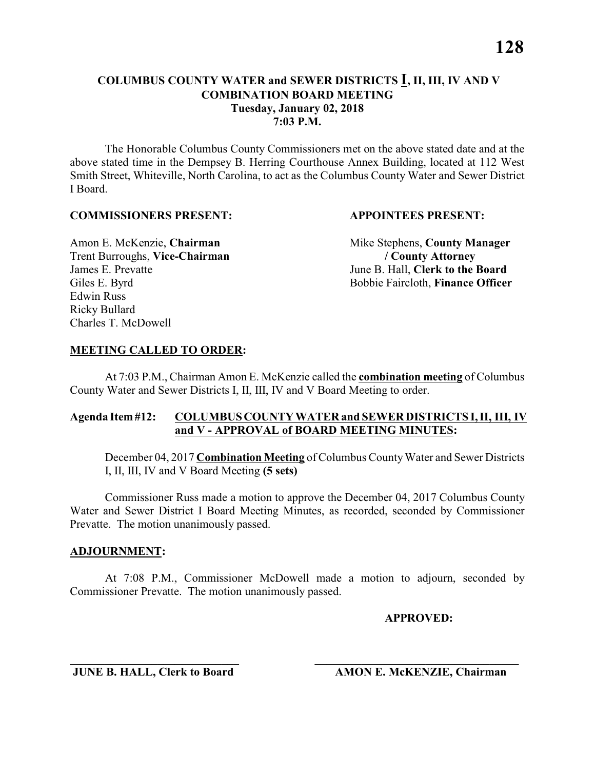# COLUMBUS COUNTY WATER and SEWER DISTRICTS I, II, III, IV AND V
## COMBINATION BOARD MEETING
### Tuesday, January 02, 2018
### 7:03 P.M.

The Honorable Columbus County Commissioners met on the above stated date and at the above stated time in the Dempsey B. Herring Courthouse Annex Building, located at 112 West Smith Street, Whiteville, North Carolina, to act as the Columbus County Water and Sewer District I Board.

**COMMISSIONERS PRESENT:**

Amon E. McKenzie, **Chairman**
Trent Burroughs, **Vice-Chairman**
James E. Prevatte
Giles E. Byrd
Edwin Russ
Ricky Bullard
Charles T. McDowell

**APPOINTEES PRESENT:**

Mike Stephens, **County Manager / County Attorney**
June B. Hall, **Clerk to the Board**
Bobbie Faircloth, **Finance Officer**

**MEETING CALLED TO ORDER:**

At 7:03 P.M., Chairman Amon E. McKenzie called the **combination meeting** of Columbus County Water and Sewer Districts I, II, III, IV and V Board Meeting to order.

**Agenda Item #12: COLUMBUS COUNTY WATER and SEWER DISTRICTS I, II, III, IV and V - APPROVAL of BOARD MEETING MINUTES:**

December 04, 2017 **Combination Meeting** of Columbus County Water and Sewer Districts I, II, III, IV and V Board Meeting **(5 sets)**

Commissioner Russ made a motion to approve the December 04, 2017 Columbus County Water and Sewer District I Board Meeting Minutes, as recorded, seconded by Commissioner Prevatte. The motion unanimously passed.

**ADJOURNMENT:**

At 7:08 P.M., Commissioner McDowell made a motion to adjourn, seconded by Commissioner Prevatte. The motion unanimously passed.

**APPROVED:**

\_\_\_\_\_\_\_\_\_\_\_\_\_\_\_\_\_\_\_\_\_\_\_\_\_\_\_\_\_\_
**JUNE B. HALL, Clerk to Board**

\_\_\_\_\_\_\_\_\_\_\_\_\_\_\_\_\_\_\_\_\_\_\_\_\_\_\_\_\_\_
**AMON E. McKENZIE, Chairman**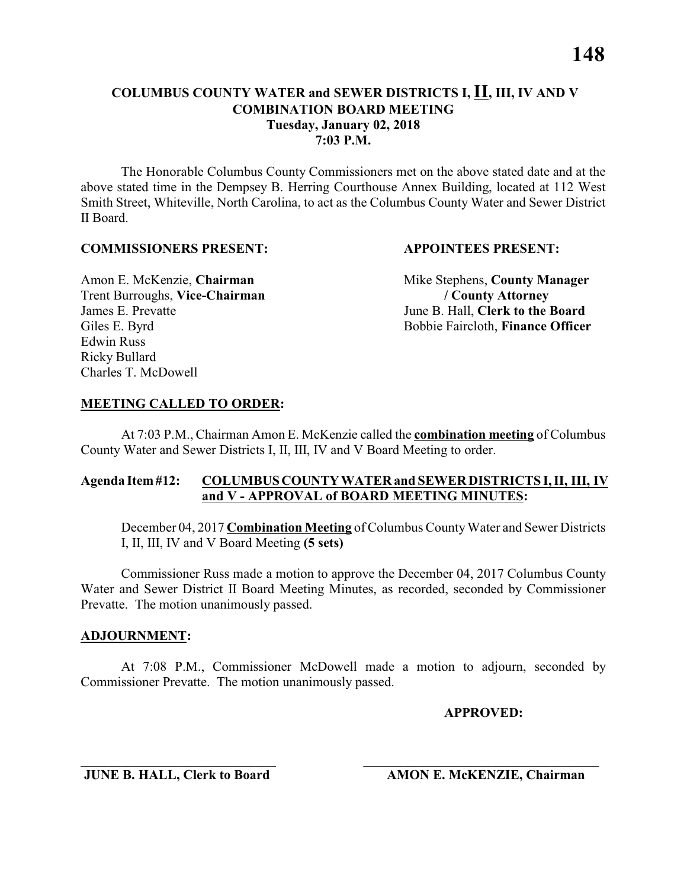# COLUMBUS COUNTY WATER and SEWER DISTRICTS I, <u>II</u>, III, IV AND V
## COMBINATION BOARD MEETING
### Tuesday, January 02, 2018
### 7:03 P.M.

The Honorable Columbus County Commissioners met on the above stated date and at the above stated time in the Dempsey B. Herring Courthouse Annex Building, located at 112 West Smith Street, Whiteville, North Carolina, to act as the Columbus County Water and Sewer District II Board.

**COMMISSIONERS PRESENT:**

Amon E. McKenzie, **Chairman**
Trent Burroughs, **Vice-Chairman**
James E. Prevatte
Giles E. Byrd
Edwin Russ
Ricky Bullard
Charles T. McDowell

**APPOINTEES PRESENT:**

Mike Stephens, **County Manager / County Attorney**
June B. Hall, **Clerk to the Board**
Bobbie Faircloth, **Finance Officer**

**<u>MEETING CALLED TO ORDER</u>:**

At 7:03 P.M., Chairman Amon E. McKenzie called the **<u>combination meeting</u>** of Columbus County Water and Sewer Districts I, II, III, IV and V Board Meeting to order.

**Agenda Item #12: <u>COLUMBUS COUNTY WATER and SEWER DISTRICTS I, II, III, IV and V - APPROVAL of BOARD MEETING MINUTES</u>:**

December 04, 2017 **<u>Combination Meeting</u>** of Columbus County Water and Sewer Districts I, II, III, IV and V Board Meeting **(5 sets)**

Commissioner Russ made a motion to approve the December 04, 2017 Columbus County Water and Sewer District II Board Meeting Minutes, as recorded, seconded by Commissioner Prevatte. The motion unanimously passed.

**<u>ADJOURNMENT</u>:**

At 7:08 P.M., Commissioner McDowell made a motion to adjourn, seconded by Commissioner Prevatte. The motion unanimously passed.

**APPROVED:**

\_\_\_\_\_\_\_\_\_\_\_\_\_\_\_\_\_\_\_\_\_\_\_\_\_\_\_\_
**JUNE B. HALL, Clerk to Board**

\_\_\_\_\_\_\_\_\_\_\_\_\_\_\_\_\_\_\_\_\_\_\_\_\_\_\_\_
**AMON E. McKENZIE, Chairman**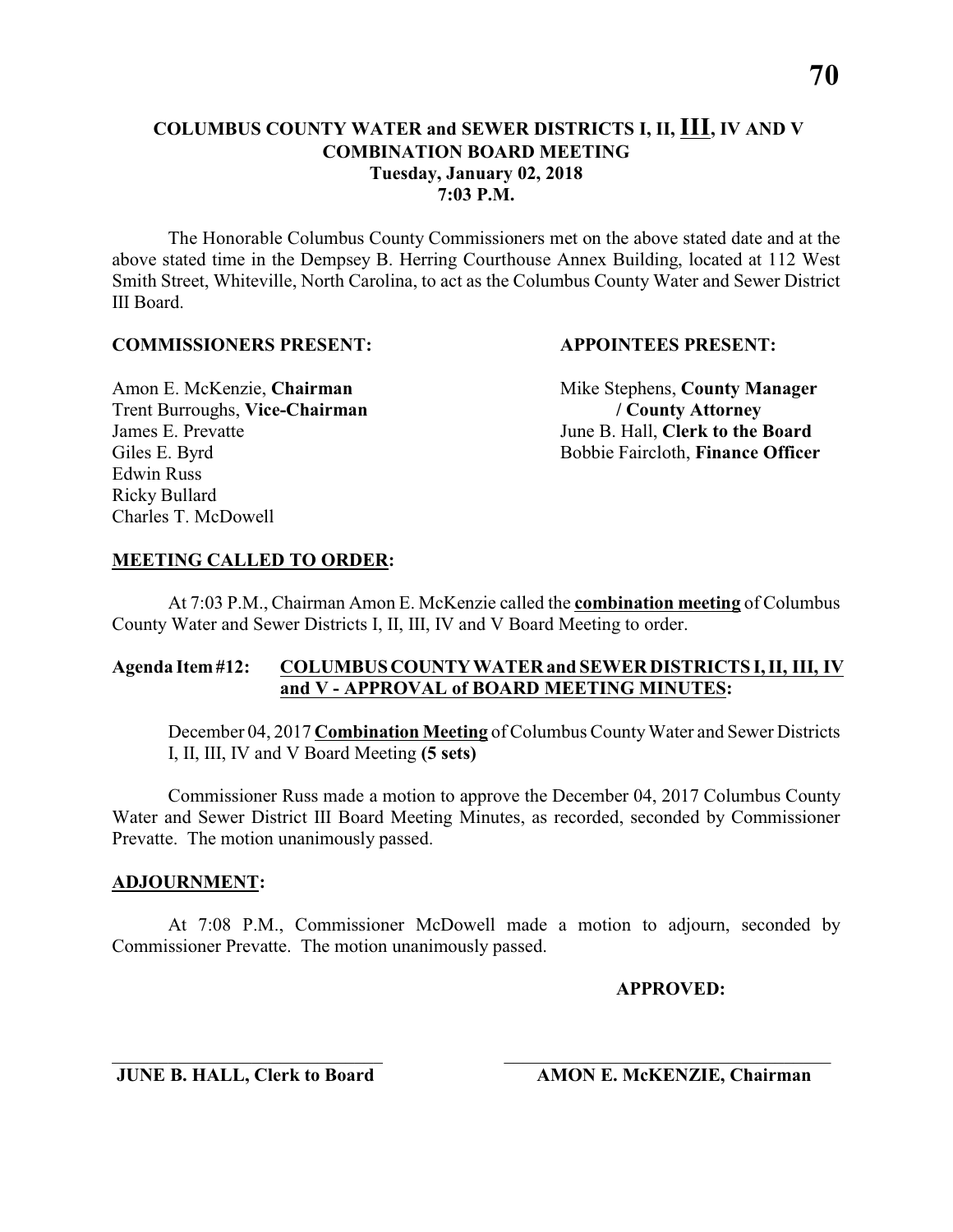# COLUMBUS COUNTY WATER and SEWER DISTRICTS I, II, III, IV AND V
## COMBINATION BOARD MEETING
### Tuesday, January 02, 2018
### 7:03 P.M.

The Honorable Columbus County Commissioners met on the above stated date and at the above stated time in the Dempsey B. Herring Courthouse Annex Building, located at 112 West Smith Street, Whiteville, North Carolina, to act as the Columbus County Water and Sewer District III Board.

**COMMISSIONERS PRESENT:**

Amon E. McKenzie, **Chairman**
Trent Burroughs, **Vice-Chairman**
James E. Prevatte
Giles E. Byrd
Edwin Russ
Ricky Bullard
Charles T. McDowell

**APPOINTEES PRESENT:**

Mike Stephens, **County Manager / County Attorney**
June B. Hall, **Clerk to the Board**
Bobbie Faircloth, **Finance Officer**

**MEETING CALLED TO ORDER:**

At 7:03 P.M., Chairman Amon E. McKenzie called the **combination meeting** of Columbus County Water and Sewer Districts I, II, III, IV and V Board Meeting to order.

**Agenda Item #12: COLUMBUS COUNTY WATER and SEWER DISTRICTS I, II, III, IV and V - APPROVAL of BOARD MEETING MINUTES:**

December 04, 2017 **Combination Meeting** of Columbus County Water and Sewer Districts I, II, III, IV and V Board Meeting **(5 sets)**

Commissioner Russ made a motion to approve the December 04, 2017 Columbus County Water and Sewer District III Board Meeting Minutes, as recorded, seconded by Commissioner Prevatte. The motion unanimously passed.

**ADJOURNMENT:**

At 7:08 P.M., Commissioner McDowell made a motion to adjourn, seconded by Commissioner Prevatte. The motion unanimously passed.

**APPROVED:**

\_\_\_\_\_\_\_\_\_\_\_\_\_\_\_\_\_\_\_\_\_\_\_\_\_\_\_\_
**JUNE B. HALL, Clerk to Board**

\_\_\_\_\_\_\_\_\_\_\_\_\_\_\_\_\_\_\_\_\_\_\_\_\_\_\_\_
**AMON E. McKENZIE, Chairman**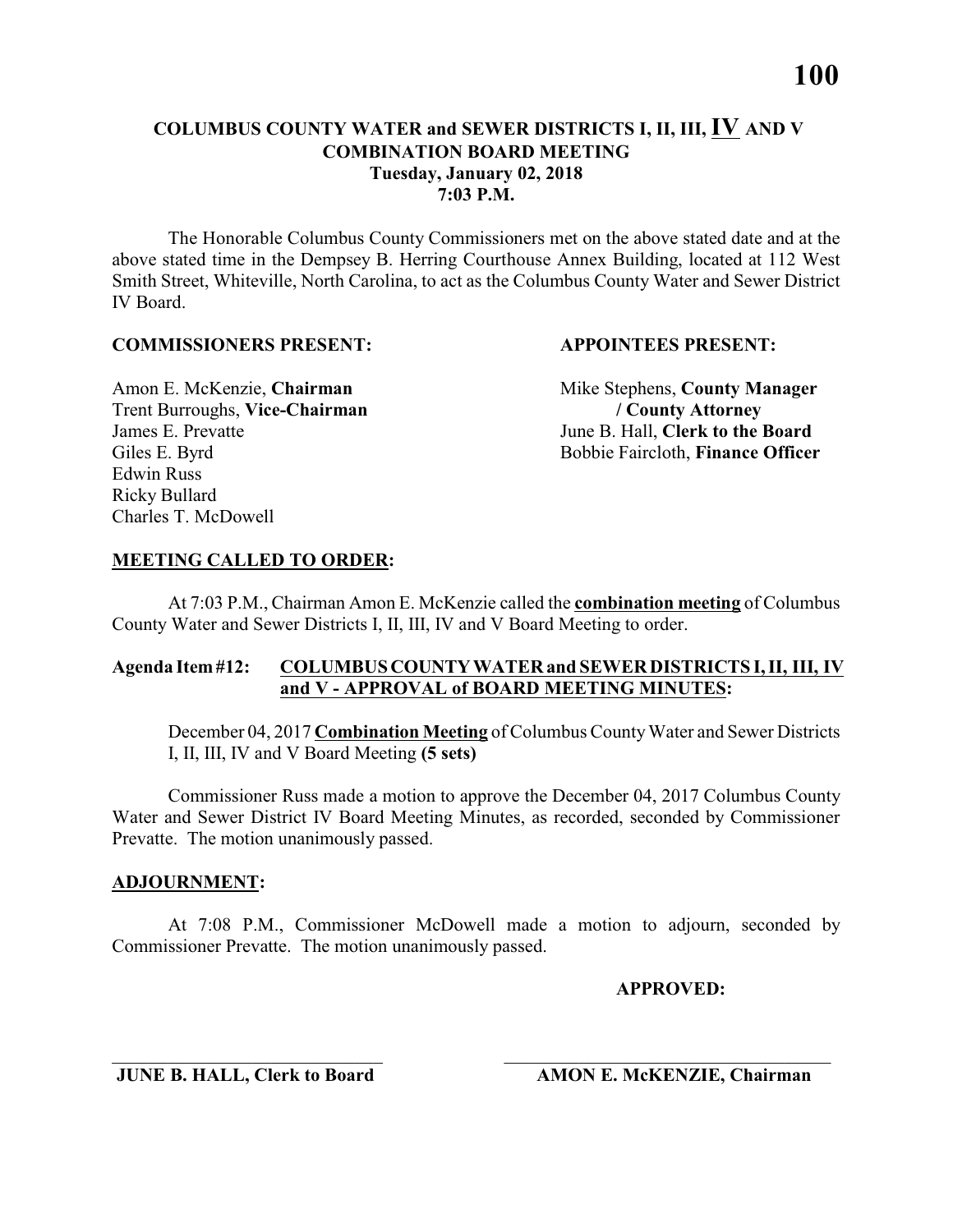**COLUMBUS COUNTY WATER and SEWER DISTRICTS I, II, III, IV AND V**
**COMBINATION BOARD MEETING**
**Tuesday, January 02, 2018**
**7:03 P.M.**

The Honorable Columbus County Commissioners met on the above stated date and at the above stated time in the Dempsey B. Herring Courthouse Annex Building, located at 112 West Smith Street, Whiteville, North Carolina, to act as the Columbus County Water and Sewer District IV Board.

**COMMISSIONERS PRESENT:**

Amon E. McKenzie, **Chairman**
Trent Burroughs, **Vice-Chairman**
James E. Prevatte
Giles E. Byrd
Edwin Russ
Ricky Bullard
Charles T. McDowell

**APPOINTEES PRESENT:**

Mike Stephens, **County Manager / County Attorney**
June B. Hall, **Clerk to the Board**
Bobbie Faircloth, **Finance Officer**

**MEETING CALLED TO ORDER:**

At 7:03 P.M., Chairman Amon E. McKenzie called the **combination meeting** of Columbus County Water and Sewer Districts I, II, III, IV and V Board Meeting to order.

**Agenda Item #12: COLUMBUS COUNTY WATER and SEWER DISTRICTS I, II, III, IV and V - APPROVAL of BOARD MEETING MINUTES:**

December 04, 2017 **Combination Meeting** of Columbus County Water and Sewer Districts I, II, III, IV and V Board Meeting **(5 sets)**

Commissioner Russ made a motion to approve the December 04, 2017 Columbus County Water and Sewer District IV Board Meeting Minutes, as recorded, seconded by Commissioner Prevatte. The motion unanimously passed.

**ADJOURNMENT:**

At 7:08 P.M., Commissioner McDowell made a motion to adjourn, seconded by Commissioner Prevatte. The motion unanimously passed.

**APPROVED:**

\_\_\_\_\_\_\_\_\_\_\_\_\_\_\_\_\_\_\_\_\_\_\_\_\_\_\_\_
**JUNE B. HALL, Clerk to Board**

\_\_\_\_\_\_\_\_\_\_\_\_\_\_\_\_\_\_\_\_\_\_\_\_\_\_\_\_
**AMON E. McKENZIE, Chairman**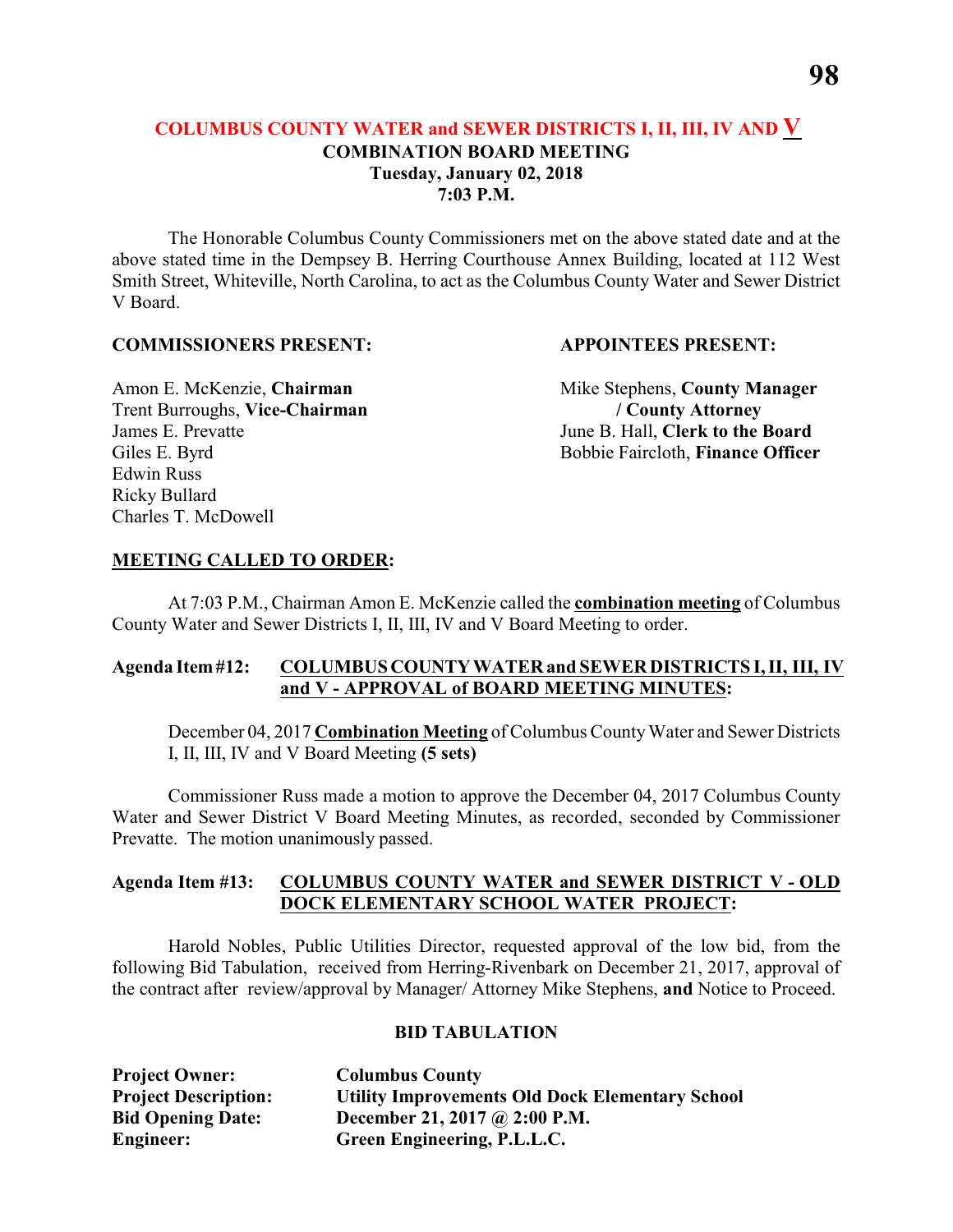## COLUMBUS COUNTY WATER and SEWER DISTRICTS I, II, III, IV AND V
### COMBINATION BOARD MEETING
### Tuesday, January 02, 2018
### 7:03 P.M.

The Honorable Columbus County Commissioners met on the above stated date and at the above stated time in the Dempsey B. Herring Courthouse Annex Building, located at 112 West Smith Street, Whiteville, North Carolina, to act as the Columbus County Water and Sewer District V Board.

| **COMMISSIONERS PRESENT:** | **APPOINTEES PRESENT:** |
|---|---|
| Amon E. McKenzie, **Chairman** | Mike Stephens, **County Manager / County Attorney** |
| Trent Burroughs, **Vice-Chairman** | June B. Hall, **Clerk to the Board** |
| James E. Prevatte | Bobbie Faircloth, **Finance Officer** |
| Giles E. Byrd | |
| Edwin Russ | |
| Ricky Bullard | |
| Charles T. McDowell | |

**MEETING CALLED TO ORDER:**

At 7:03 P.M., Chairman Amon E. McKenzie called the **combination meeting** of Columbus County Water and Sewer Districts I, II, III, IV and V Board Meeting to order.

**Agenda Item #12: COLUMBUS COUNTY WATER and SEWER DISTRICTS I, II, III, IV and V - APPROVAL of BOARD MEETING MINUTES:**

December 04, 2017 **Combination Meeting** of Columbus County Water and Sewer Districts I, II, III, IV and V Board Meeting **(5 sets)**

Commissioner Russ made a motion to approve the December 04, 2017 Columbus County Water and Sewer District V Board Meeting Minutes, as recorded, seconded by Commissioner Prevatte. The motion unanimously passed.

**Agenda Item #13: COLUMBUS COUNTY WATER and SEWER DISTRICT V - OLD DOCK ELEMENTARY SCHOOL WATER PROJECT:**

Harold Nobles, Public Utilities Director, requested approval of the low bid, from the following Bid Tabulation, received from Herring-Rivenbark on December 21, 2017, approval of the contract after review/approval by Manager/ Attorney Mike Stephens, **and** Notice to Proceed.

**BID TABULATION**

| | |
|---|---|
| **Project Owner:** | **Columbus County** |
| **Project Description:** | **Utility Improvements Old Dock Elementary School** |
| **Bid Opening Date:** | **December 21, 2017 @ 2:00 P.M.** |
| **Engineer:** | **Green Engineering, P.L.L.C.** |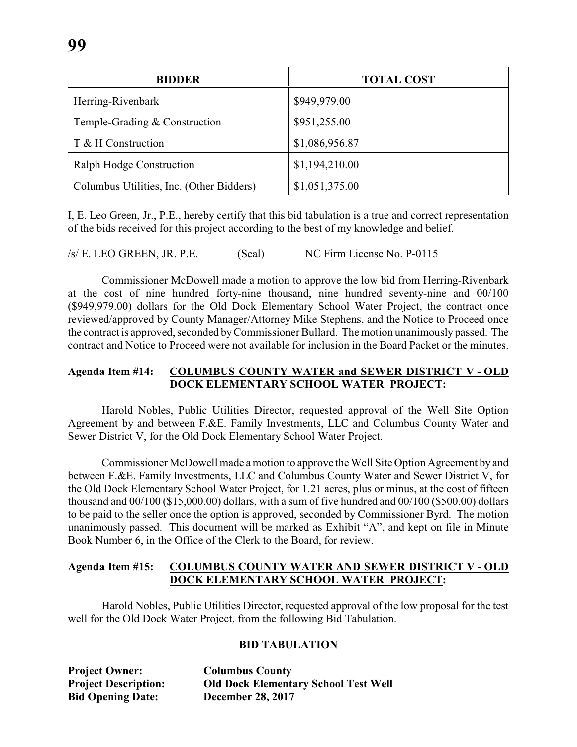| BIDDER | TOTAL COST |
|---|---|
| Herring-Rivenbark | $949,979.00 |
| Temple-Grading & Construction | $951,255.00 |
| T & H Construction | $1,086,956.87 |
| Ralph Hodge Construction | $1,194,210.00 |
| Columbus Utilities, Inc. (Other Bidders) | $1,051,375.00 |

I, E. Leo Green, Jr., P.E., hereby certify that this bid tabulation is a true and correct representation of the bids received for this project according to the best of my knowledge and belief.

/s/ E. LEO GREEN, JR. P.E. (Seal) NC Firm License No. P-0115

Commissioner McDowell made a motion to approve the low bid from Herring-Rivenbark at the cost of nine hundred forty-nine thousand, nine hundred seventy-nine and 00/100 ($949,979.00) dollars for the Old Dock Elementary School Water Project, the contract once reviewed/approved by County Manager/Attorney Mike Stephens, and the Notice to Proceed once the contract is approved, seconded by Commissioner Bullard. The motion unanimously passed. The contract and Notice to Proceed were not available for inclusion in the Board Packet or the minutes.

**Agenda Item #14: COLUMBUS COUNTY WATER and SEWER DISTRICT V - OLD DOCK ELEMENTARY SCHOOL WATER PROJECT:**

Harold Nobles, Public Utilities Director, requested approval of the Well Site Option Agreement by and between F.&E. Family Investments, LLC and Columbus County Water and Sewer District V, for the Old Dock Elementary School Water Project.

Commissioner McDowell made a motion to approve the Well Site Option Agreement by and between F.&E. Family Investments, LLC and Columbus County Water and Sewer District V, for the Old Dock Elementary School Water Project, for 1.21 acres, plus or minus, at the cost of fifteen thousand and 00/100 ($15,000.00) dollars, with a sum of five hundred and 00/100 ($500.00) dollars to be paid to the seller once the option is approved, seconded by Commissioner Byrd. The motion unanimously passed. This document will be marked as Exhibit "A", and kept on file in Minute Book Number 6, in the Office of the Clerk to the Board, for review.

**Agenda Item #15: COLUMBUS COUNTY WATER AND SEWER DISTRICT V - OLD DOCK ELEMENTARY SCHOOL WATER PROJECT:**

Harold Nobles, Public Utilities Director, requested approval of the low proposal for the test well for the Old Dock Water Project, from the following Bid Tabulation.

**BID TABULATION**

**Project Owner:** **Columbus County**
**Project Description:** **Old Dock Elementary School Test Well**
**Bid Opening Date:** **December 28, 2017**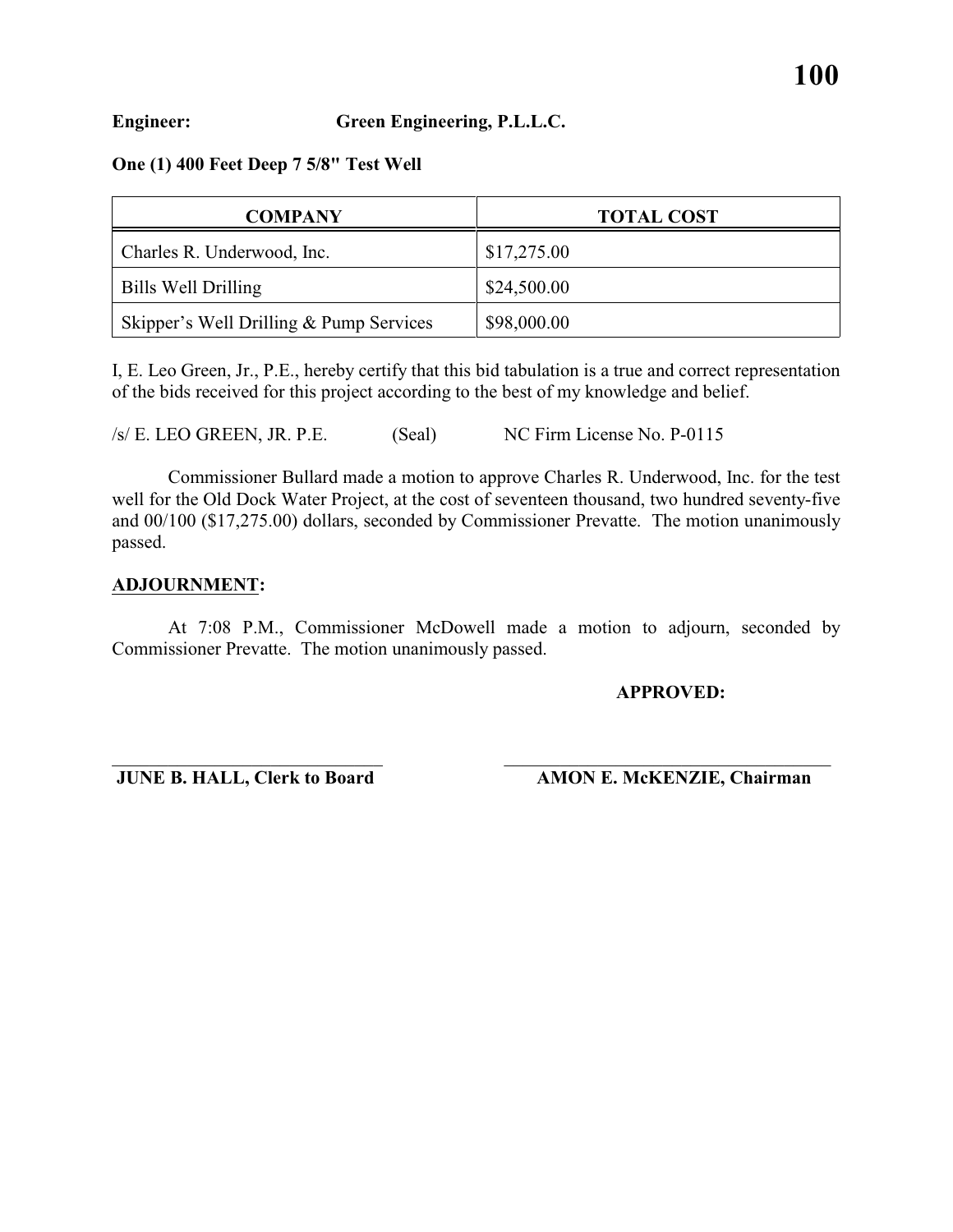**Engineer:** **Green Engineering, P.L.L.C.**

**One (1) 400 Feet Deep 7 5/8" Test Well**

| COMPANY | TOTAL COST |
|---|---|
| Charles R. Underwood, Inc. | $17,275.00 |
| Bills Well Drilling | $24,500.00 |
| Skipper's Well Drilling & Pump Services | $98,000.00 |

I, E. Leo Green, Jr., P.E., hereby certify that this bid tabulation is a true and correct representation of the bids received for this project according to the best of my knowledge and belief.

/s/ E. LEO GREEN, JR. P.E. (Seal) NC Firm License No. P-0115

Commissioner Bullard made a motion to approve Charles R. Underwood, Inc. for the test well for the Old Dock Water Project, at the cost of seventeen thousand, two hundred seventy-five and 00/100 ($17,275.00) dollars, seconded by Commissioner Prevatte. The motion unanimously passed.

## ADJOURNMENT:

At 7:08 P.M., Commissioner McDowell made a motion to adjourn, seconded by Commissioner Prevatte. The motion unanimously passed.

**APPROVED:**

**JUNE B. HALL, Clerk to Board** **AMON E. McKENZIE, Chairman**